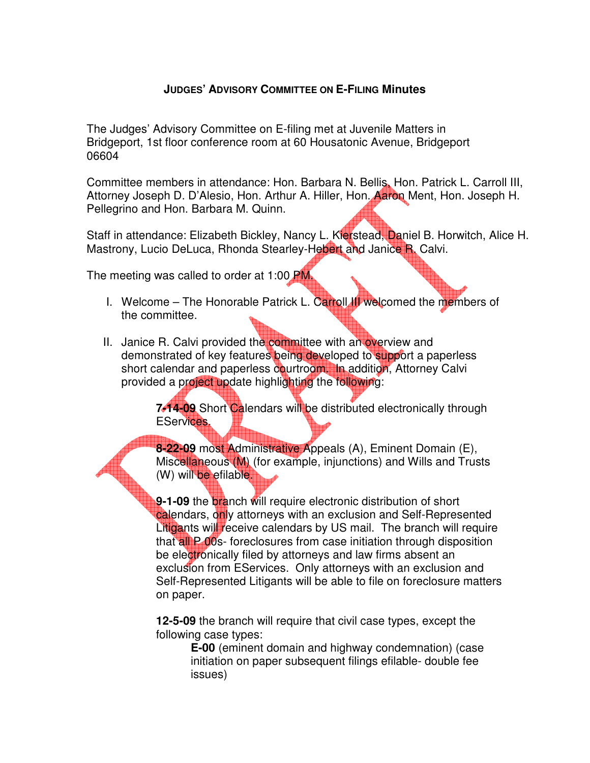# JUDGES' ADVISORY COMMITTEE ON E-FILING Minutes

The Judges' Advisory Committee on E-filing met at Juvenile Matters in Bridgeport, 1st floor conference room at 60 Housatonic Avenue, Bridgeport 06604

Committee members in attendance: Hon. Barbara N. Bellis, Hon. Patrick L. Carroll III, Attorney Joseph D. D'Alesio, Hon. Arthur A. Hiller, Hon. Aaron Ment, Hon. Joseph H. Pellegrino and Hon. Barbara M. Quinn.

Staff in attendance: Elizabeth Bickley, Nancy L. Kierstead, Daniel B. Horwitch, Alice H. Mastrony, Lucio DeLuca, Rhonda Stearley-Hebert and Janice R. Calvi.

The meeting was called to order at 1:00 PM.

I. Welcome – The Honorable Patrick L. Carroll III welcomed the members of the committee.

II. Janice R. Calvi provided the committee with an overview and demonstrated of key features being developed to support a paperless short calendar and paperless courtroom. In addition, Attorney Calvi provided a project update highlighting the following:

   **7-14-09** Short Calendars will be distributed electronically through EServices.

   **8-22-09** most Administrative Appeals (A), Eminent Domain (E), Miscellaneous (M) (for example, injunctions) and Wills and Trusts (W) will be efilable.

   **9-1-09** the branch will require electronic distribution of short calendars, only attorneys with an exclusion and Self-Represented Litigants will receive calendars by US mail. The branch will require that all P 00s- foreclosures from case initiation through disposition be electronically filed by attorneys and law firms absent an exclusion from EServices. Only attorneys with an exclusion and Self-Represented Litigants will be able to file on foreclosure matters on paper.

   **12-5-09** the branch will require that civil case types, except the following case types:

      **E-00** (eminent domain and highway condemnation) (case initiation on paper subsequent filings efilable- double fee issues)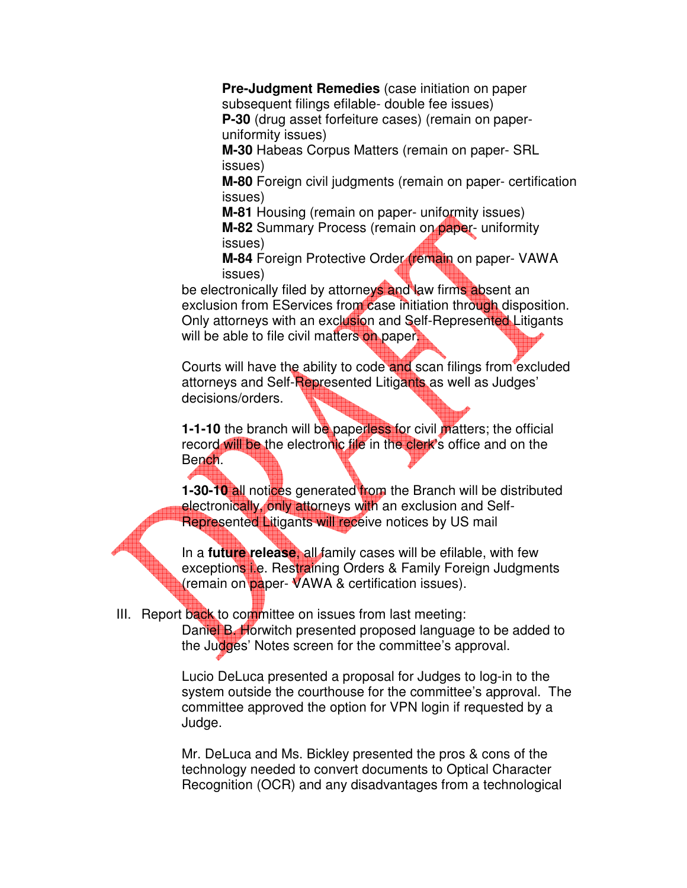**Pre-Judgment Remedies** (case initiation on paper subsequent filings efilable- double fee issues)
**P-30** (drug asset forfeiture cases) (remain on paper- uniformity issues)
**M-30** Habeas Corpus Matters (remain on paper- SRL issues)
**M-80** Foreign civil judgments (remain on paper- certification issues)
**M-81** Housing (remain on paper- uniformity issues)
**M-82** Summary Process (remain on paper- uniformity issues)
**M-84** Foreign Protective Order (remain on paper- VAWA issues)

be electronically filed by attorneys and law firms absent an exclusion from EServices from case initiation through disposition. Only attorneys with an exclusion and Self-Represented Litigants will be able to file civil matters on paper.

Courts will have the ability to code and scan filings from excluded attorneys and Self-Represented Litigants as well as Judges' decisions/orders.

**1-1-10** the branch will be paperless for civil matters; the official record will be the electronic file in the clerk's office and on the Bench.

**1-30-10** all notices generated from the Branch will be distributed electronically, only attorneys with an exclusion and Self-Represented Litigants will receive notices by US mail

In a **future release**, all family cases will be efilable, with few exceptions i.e. Restraining Orders & Family Foreign Judgments (remain on paper- VAWA & certification issues).

III. Report back to committee on issues from last meeting:

Daniel B. Horwitch presented proposed language to be added to the Judges' Notes screen for the committee's approval.

Lucio DeLuca presented a proposal for Judges to log-in to the system outside the courthouse for the committee's approval. The committee approved the option for VPN login if requested by a Judge.

Mr. DeLuca and Ms. Bickley presented the pros & cons of the technology needed to convert documents to Optical Character Recognition (OCR) and any disadvantages from a technological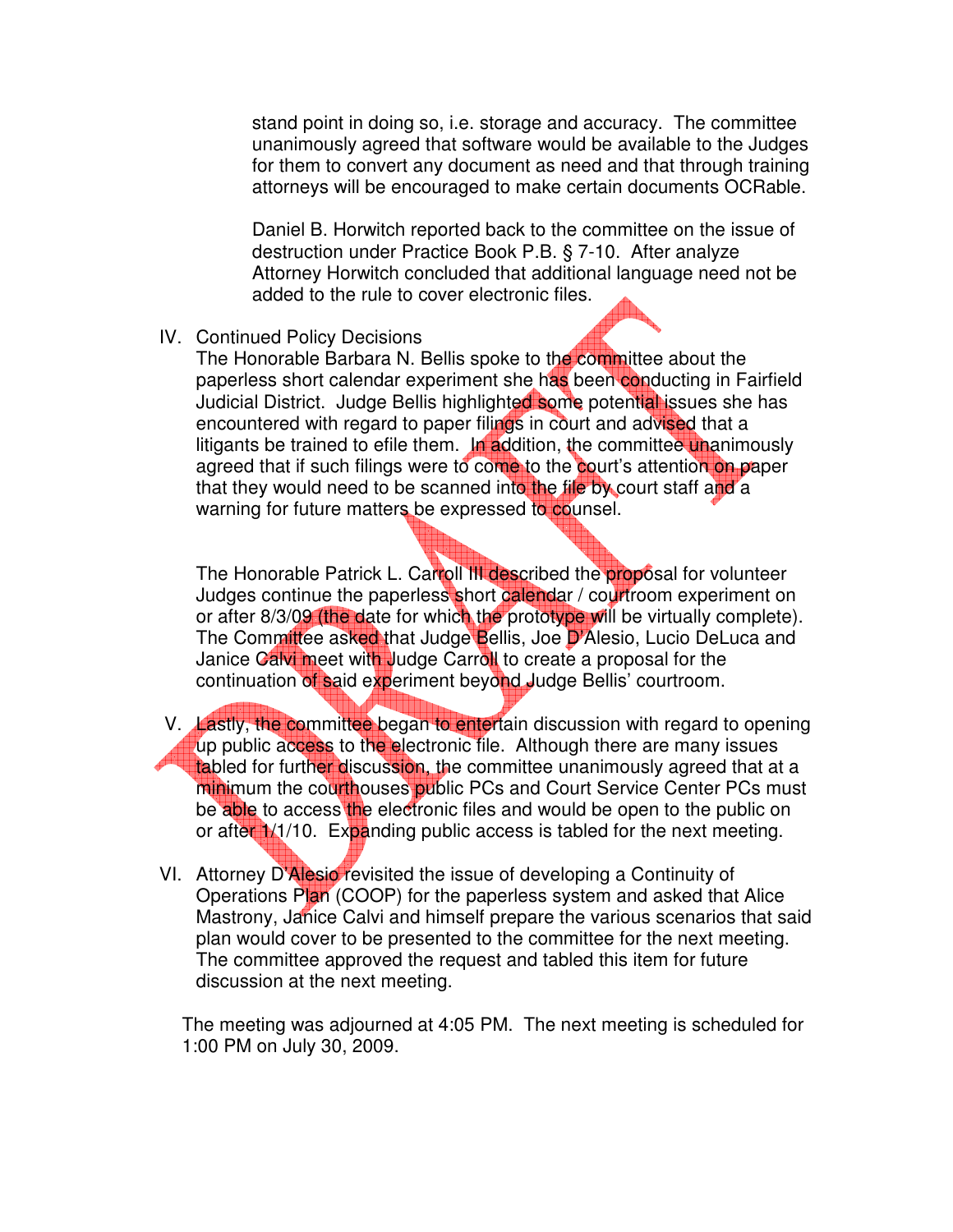stand point in doing so, i.e. storage and accuracy. The committee unanimously agreed that software would be available to the Judges for them to convert any document as need and that through training attorneys will be encouraged to make certain documents OCRable.

Daniel B. Horwitch reported back to the committee on the issue of destruction under Practice Book P.B. § 7-10. After analyze Attorney Horwitch concluded that additional language need not be added to the rule to cover electronic files.

IV. Continued Policy Decisions

The Honorable Barbara N. Bellis spoke to the committee about the paperless short calendar experiment she has been conducting in Fairfield Judicial District. Judge Bellis highlighted some potential issues she has encountered with regard to paper filings in court and advised that a litigants be trained to efile them. In addition, the committee unanimously agreed that if such filings were to come to the court's attention on paper that they would need to be scanned into the file by court staff and a warning for future matters be expressed to counsel.

The Honorable Patrick L. Carroll III described the proposal for volunteer Judges continue the paperless short calendar / courtroom experiment on or after 8/3/09 (the date for which the prototype will be virtually complete). The Committee asked that Judge Bellis, Joe D'Alesio, Lucio DeLuca and Janice Calvi meet with Judge Carroll to create a proposal for the continuation of said experiment beyond Judge Bellis' courtroom.

V. Lastly, the committee began to entertain discussion with regard to opening up public access to the electronic file. Although there are many issues tabled for further discussion, the committee unanimously agreed that at a minimum the courthouses public PCs and Court Service Center PCs must be able to access the electronic files and would be open to the public on or after 1/1/10. Expanding public access is tabled for the next meeting.

VI. Attorney D'Alesio revisited the issue of developing a Continuity of Operations Plan (COOP) for the paperless system and asked that Alice Mastrony, Janice Calvi and himself prepare the various scenarios that said plan would cover to be presented to the committee for the next meeting. The committee approved the request and tabled this item for future discussion at the next meeting.

The meeting was adjourned at 4:05 PM. The next meeting is scheduled for 1:00 PM on July 30, 2009.

DRAFT